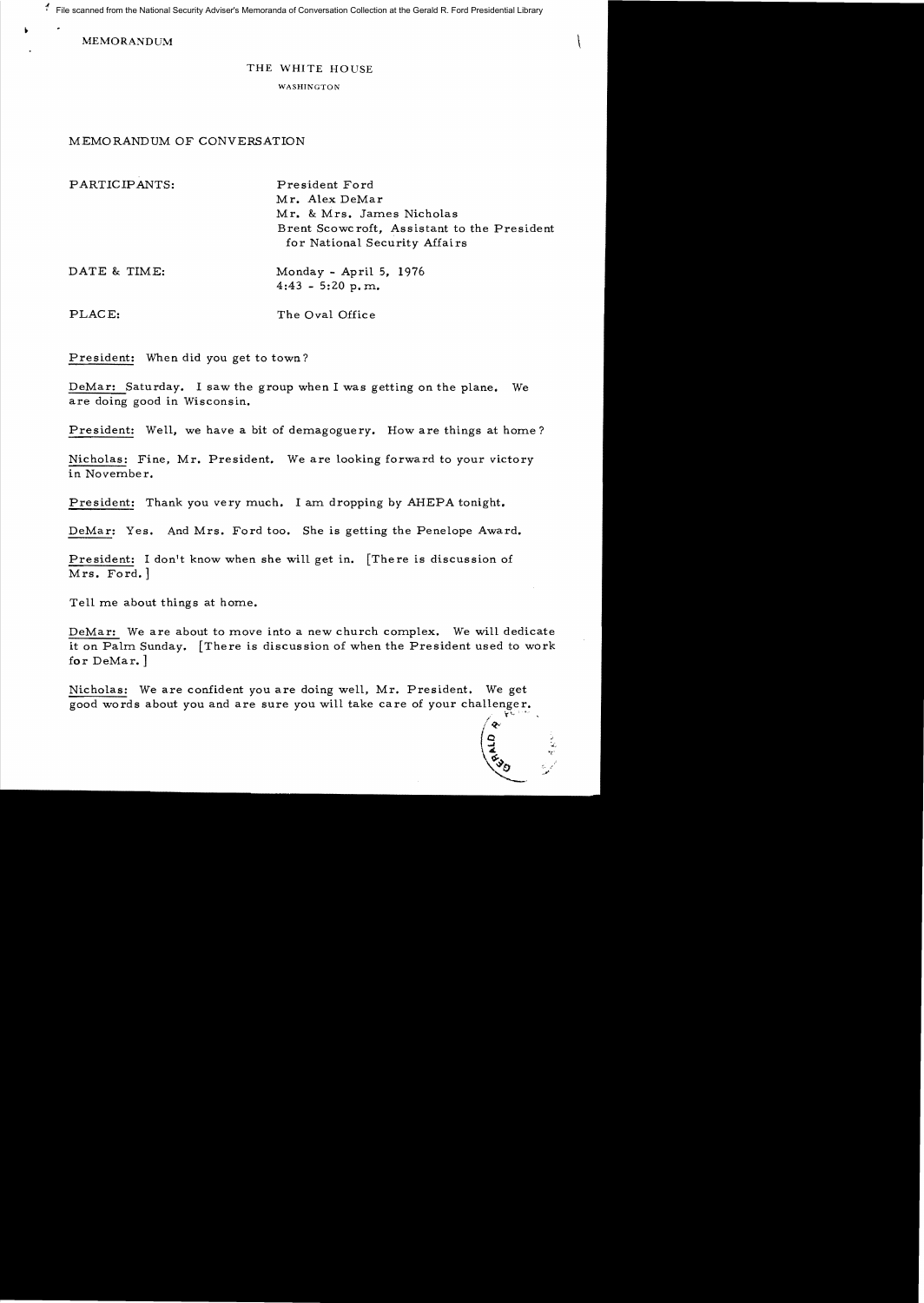File scanned from the National Security Adviser's Memoranda of Conversation Collection at the Gerald R. Ford Presidential Library

MEMORANDUM

THE WHITE HOUSE

WASHINGTON

MEMORANDUM OF CONVERSATION

PARTICIPANTS: President Ford
Mr. Alex DeMar
Mr. & Mrs. James Nicholas
Brent Scowcroft, Assistant to the President for National Security Affairs

DATE & TIME: Monday - April 5, 1976
4:43 - 5:20 p.m.

PLACE: The Oval Office

President: When did you get to town?

DeMar: Saturday. I saw the group when I was getting on the plane. We are doing good in Wisconsin.

President: Well, we have a bit of demagoguery. How are things at home?

Nicholas: Fine, Mr. President. We are looking forward to your victory in November.

President: Thank you very much. I am dropping by AHEPA tonight.

DeMar: Yes. And Mrs. Ford too. She is getting the Penelope Award.

President: I don't know when she will get in. [There is discussion of Mrs. Ford.]

Tell me about things at home.

DeMar: We are about to move into a new church complex. We will dedicate it on Palm Sunday. [There is discussion of when the President used to work for DeMar.]

Nicholas: We are confident you are doing well, Mr. President. We get good words about you and are sure you will take care of your challenger.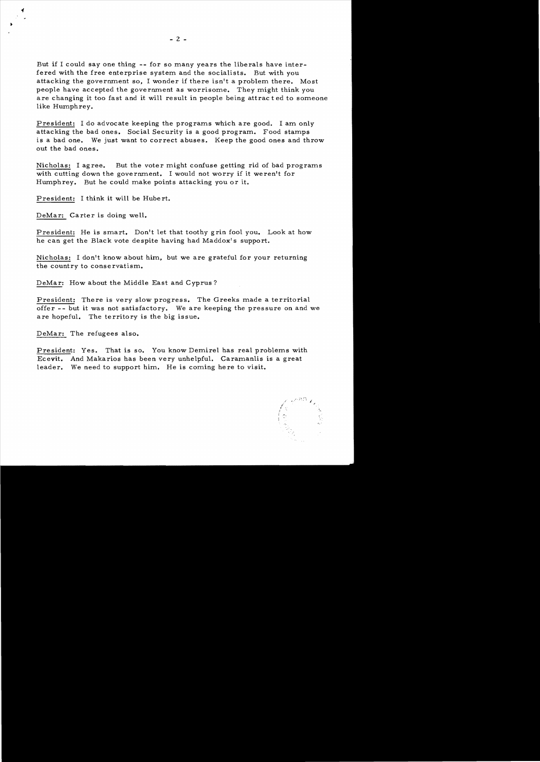But if I could say one thing -- for so many years the liberals have interfered with the free enterprise system and the socialists. But with you attacking the government so, I wonder if there isn't a problem there. Most people have accepted the government as worrisome. They might think you are changing it too fast and it will result in people being attracted to someone like Humphrey.

President: I do advocate keeping the programs which are good. I am only attacking the bad ones. Social Security is a good program. Food stamps is a bad one. We just want to correct abuses. Keep the good ones and throw out the bad ones.

Nicholas: I agree. But the voter might confuse getting rid of bad programs with cutting down the government. I would not worry if it weren't for Humphrey. But he could make points attacking you or it.

President: I think it will be Hubert.

DeMar: Carter is doing well.

President: He is smart. Don't let that toothy grin fool you. Look at how he can get the Black vote despite having had Maddox's support.

Nicholas: I don't know about him, but we are grateful for your returning the country to conservatism.

DeMar: How about the Middle East and Cyprus?

President: There is very slow progress. The Greeks made a territorial offer -- but it was not satisfactory. We are keeping the pressure on and we are hopeful. The territory is the big issue.

DeMar: The refugees also.

President: Yes. That is so. You know Demirel has real problems with Ecevit. And Makarios has been very unhelpful. Caramanlis is a great leader. We need to support him. He is coming here to visit.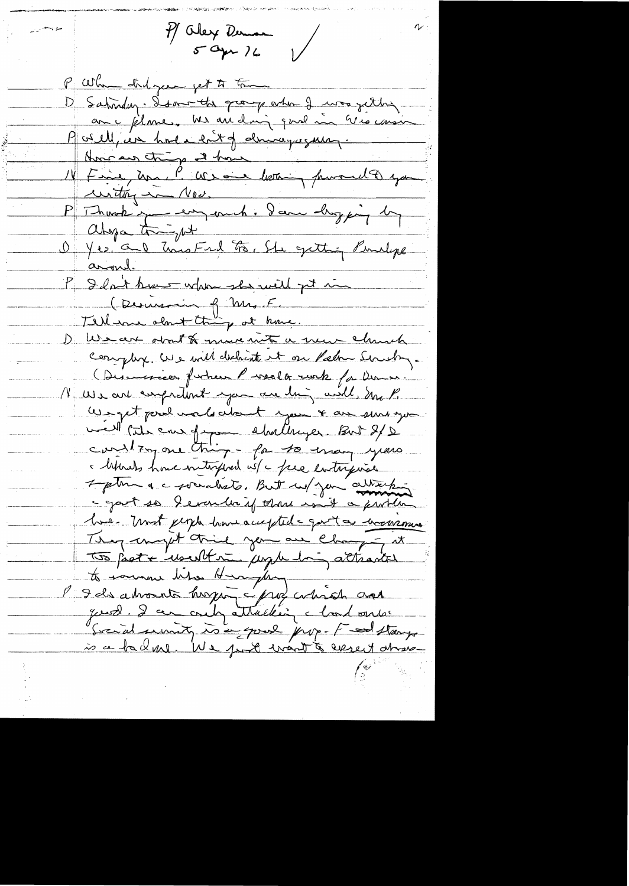P/ Alex Dumas
5 Apr 76

P When did you get to town

D Saturday. I saw the group when I was getting on the plane. We are doing good in Wisconsin

P Well, we had a lot of demagoguery. How are things at home

N Fine, Mr. P. We are looking forward to your visiting in Nov.

P Thank you very much. I am stopping by Ahepa tonight

D Yes, and Mrs Ford too. She getting Penelope award.

P I don't know when she will get in

(Discussion of Mrs. F.

Tell me about things at home.

D We are about to move into a new church complex. We will dedicate it on Palm Sunday.

(Discussion of when P was to work for Dumas.

N We are confident you are doing well, Mr P. We get good words about you & are sure you will take care of your challenges. But I/D can't say one thing - for so many years c liberals have interfered w/ c free enterprise system & c socialists. But w/ you attacking c govt so I wonder if there isn't a problem here. Most people have accepted c govt as a necessary. They may not think you are changing it too fast & we fear we people being attracted to someone like Humphrey

P I do advocate keeping c progs which are good. I am only attacking c bad ones. Social security is a good prog. Food stamps is a bad one. We just want to correct abuse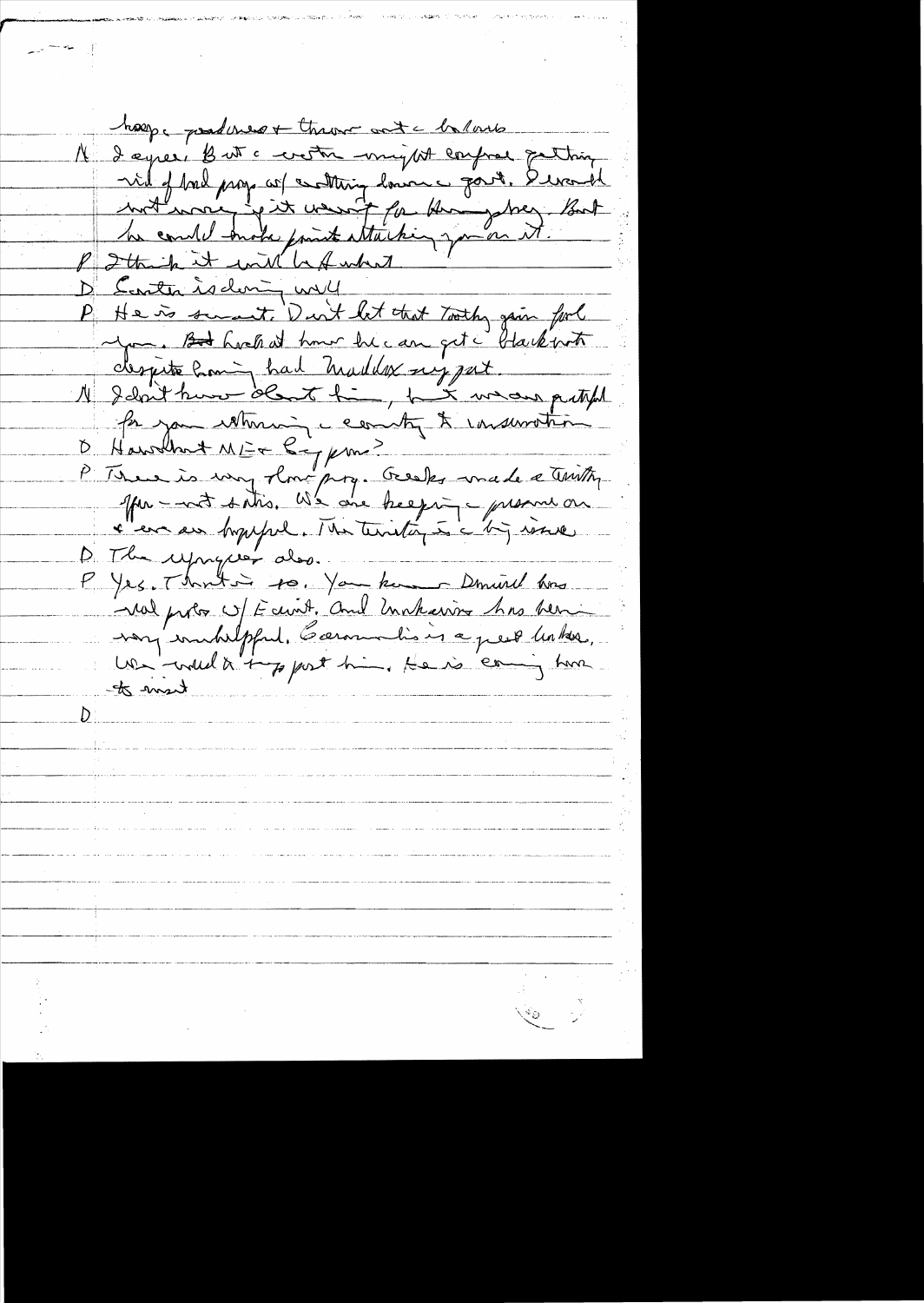keep the pandemonium + throw out the balance

N I agree. But the vote might confuse getting rid of bad prog. w/ cutting down the govt. I would not worry if it weren't for Humphrey. But he could make point attacking you on it.

P I think it will be Hubert.

D Carter is doing well

P He is smart. Don't let that toothy grin fool you. But look at how he can get the Black vote despite having had Maddox as his past.

N I don't know about him, but we are grateful for your returning the country to constitution.

D How about MEs + Egypt?

P There is very slow prog. Greeks made a Trinity offer – not satis. We are keeping the pressure on & are hopeful. The Trinity is the big issue.

D The refugees also.

P Yes. That is so. You know Demirel has real probs w/ Ecevit. And Makarios has been very unhelpful. Caramanlis is a great leader. We would try to support him. He is coming here to visit

D